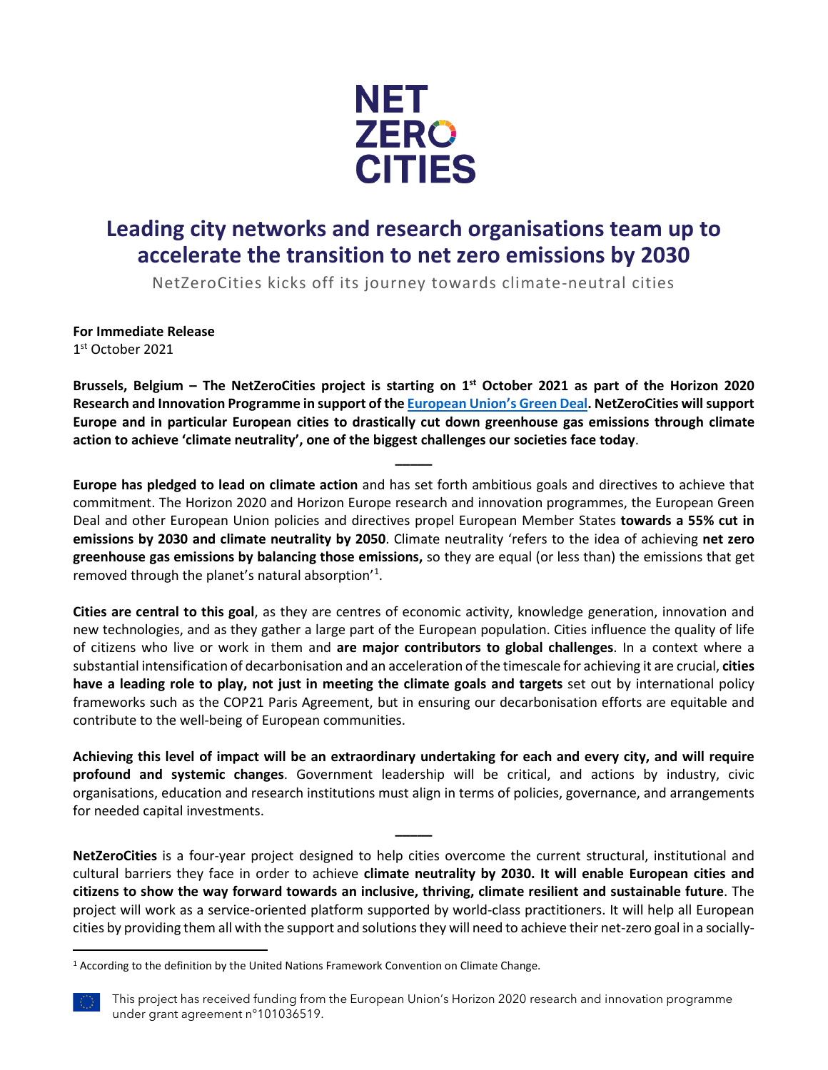NET ZERO CITIES

# Leading city networks and research organisations team up to accelerate the transition to net zero emissions by 2030

NetZeroCities kicks off its journey towards climate-neutral cities

**For Immediate Release**
1st October 2021

**Brussels, Belgium – The NetZeroCities project is starting on 1st October 2021 as part of the Horizon 2020 Research and Innovation Programme in support of the [European Union's Green Deal](). NetZeroCities will support Europe and in particular European cities to drastically cut down greenhouse gas emissions through climate action to achieve 'climate neutrality', one of the biggest challenges our societies face today**.

---

**Europe has pledged to lead on climate action** and has set forth ambitious goals and directives to achieve that commitment. The Horizon 2020 and Horizon Europe research and innovation programmes, the European Green Deal and other European Union policies and directives propel European Member States **towards a 55% cut in emissions by 2030 and climate neutrality by 2050**. Climate neutrality 'refers to the idea of achieving **net zero greenhouse gas emissions by balancing those emissions,** so they are equal (or less than) the emissions that get removed through the planet's natural absorption'[1].

**Cities are central to this goal**, as they are centres of economic activity, knowledge generation, innovation and new technologies, and as they gather a large part of the European population. Cities influence the quality of life of citizens who live or work in them and **are major contributors to global challenges**. In a context where a substantial intensification of decarbonisation and an acceleration of the timescale for achieving it are crucial, **cities have a leading role to play, not just in meeting the climate goals and targets** set out by international policy frameworks such as the COP21 Paris Agreement, but in ensuring our decarbonisation efforts are equitable and contribute to the well-being of European communities.

**Achieving this level of impact will be an extraordinary undertaking for each and every city, and will require profound and systemic changes**. Government leadership will be critical, and actions by industry, civic organisations, education and research institutions must align in terms of policies, governance, and arrangements for needed capital investments.

---

**NetZeroCities** is a four-year project designed to help cities overcome the current structural, institutional and cultural barriers they face in order to achieve **climate neutrality by 2030. It will enable European cities and citizens to show the way forward towards an inclusive, thriving, climate resilient and sustainable future**. The project will work as a service-oriented platform supported by world-class practitioners. It will help all European cities by providing them all with the support and solutions they will need to achieve their net-zero goal in a socially-

[1] According to the definition by the United Nations Framework Convention on Climate Change.

This project has received funding from the European Union's Horizon 2020 research and innovation programme under grant agreement n°101036519.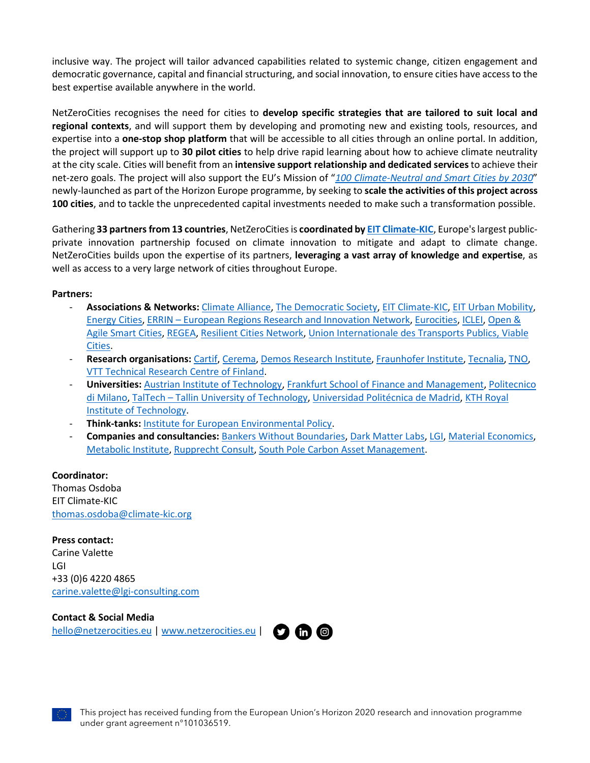inclusive way. The project will tailor advanced capabilities related to systemic change, citizen engagement and democratic governance, capital and financial structuring, and social innovation, to ensure cities have access to the best expertise available anywhere in the world.

NetZeroCities recognises the need for cities to **develop specific strategies that are tailored to suit local and regional contexts**, and will support them by developing and promoting new and existing tools, resources, and expertise into a **one-stop shop platform** that will be accessible to all cities through an online portal. In addition, the project will support up to **30 pilot cities** to help drive rapid learning about how to achieve climate neutrality at the city scale. Cities will benefit from an **intensive support relationship and dedicated services** to achieve their net-zero goals. The project will also support the EU's Mission of "*100 Climate-Neutral and Smart Cities by 2030*" newly-launched as part of the Horizon Europe programme, by seeking to **scale the activities of this project across 100 cities**, and to tackle the unprecedented capital investments needed to make such a transformation possible.

Gathering **33 partners from 13 countries**, NetZeroCities is **coordinated by EIT Climate-KIC**, Europe's largest public-private innovation partnership focused on climate innovation to mitigate and adapt to climate change. NetZeroCities builds upon the expertise of its partners, **leveraging a vast array of knowledge and expertise**, as well as access to a very large network of cities throughout Europe.

**Partners:**

- **Associations & Networks:** Climate Alliance, The Democratic Society, EIT Climate-KIC, EIT Urban Mobility, Energy Cities, ERRIN – European Regions Research and Innovation Network, Eurocities, ICLEI, Open & Agile Smart Cities, REGEA, Resilient Cities Network, Union Internationale des Transports Publics, Viable Cities.
- **Research organisations:** Cartif, Cerema, Demos Research Institute, Fraunhofer Institute, Tecnalia, TNO, VTT Technical Research Centre of Finland.
- **Universities:** Austrian Institute of Technology, Frankfurt School of Finance and Management, Politecnico di Milano, TalTech – Tallin University of Technology, Universidad Politécnica de Madrid, KTH Royal Institute of Technology.
- **Think-tanks:** Institute for European Environmental Policy.
- **Companies and consultancies:** Bankers Without Boundaries, Dark Matter Labs, LGI, Material Economics, Metabolic Institute, Rupprecht Consult, South Pole Carbon Asset Management.

**Coordinator:**
Thomas Osdoba
EIT Climate-KIC
thomas.osdoba@climate-kic.org

**Press contact:**
Carine Valette
LGI
+33 (0)6 4220 4865
carine.valette@lgi-consulting.com

**Contact & Social Media**
hello@netzerocities.eu | www.netzerocities.eu |

This project has received funding from the European Union's Horizon 2020 research and innovation programme under grant agreement n°101036519.